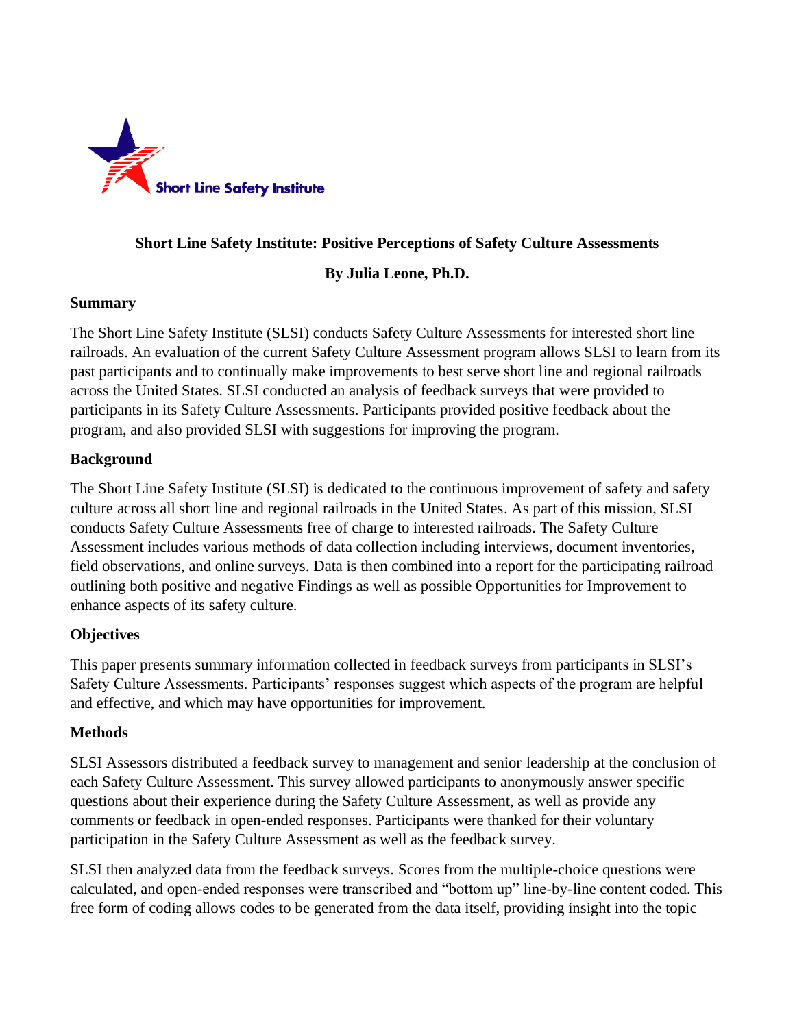Short Line Safety Institute

**Short Line Safety Institute: Positive Perceptions of Safety Culture Assessments**

**By Julia Leone, Ph.D.**

## Summary

The Short Line Safety Institute (SLSI) conducts Safety Culture Assessments for interested short line railroads. An evaluation of the current Safety Culture Assessment program allows SLSI to learn from its past participants and to continually make improvements to best serve short line and regional railroads across the United States. SLSI conducted an analysis of feedback surveys that were provided to participants in its Safety Culture Assessments. Participants provided positive feedback about the program, and also provided SLSI with suggestions for improving the program.

## Background

The Short Line Safety Institute (SLSI) is dedicated to the continuous improvement of safety and safety culture across all short line and regional railroads in the United States. As part of this mission, SLSI conducts Safety Culture Assessments free of charge to interested railroads. The Safety Culture Assessment includes various methods of data collection including interviews, document inventories, field observations, and online surveys. Data is then combined into a report for the participating railroad outlining both positive and negative Findings as well as possible Opportunities for Improvement to enhance aspects of its safety culture.

## Objectives

This paper presents summary information collected in feedback surveys from participants in SLSI's Safety Culture Assessments. Participants' responses suggest which aspects of the program are helpful and effective, and which may have opportunities for improvement.

## Methods

SLSI Assessors distributed a feedback survey to management and senior leadership at the conclusion of each Safety Culture Assessment. This survey allowed participants to anonymously answer specific questions about their experience during the Safety Culture Assessment, as well as provide any comments or feedback in open-ended responses. Participants were thanked for their voluntary participation in the Safety Culture Assessment as well as the feedback survey.

SLSI then analyzed data from the feedback surveys. Scores from the multiple-choice questions were calculated, and open-ended responses were transcribed and "bottom up" line-by-line content coded. This free form of coding allows codes to be generated from the data itself, providing insight into the topic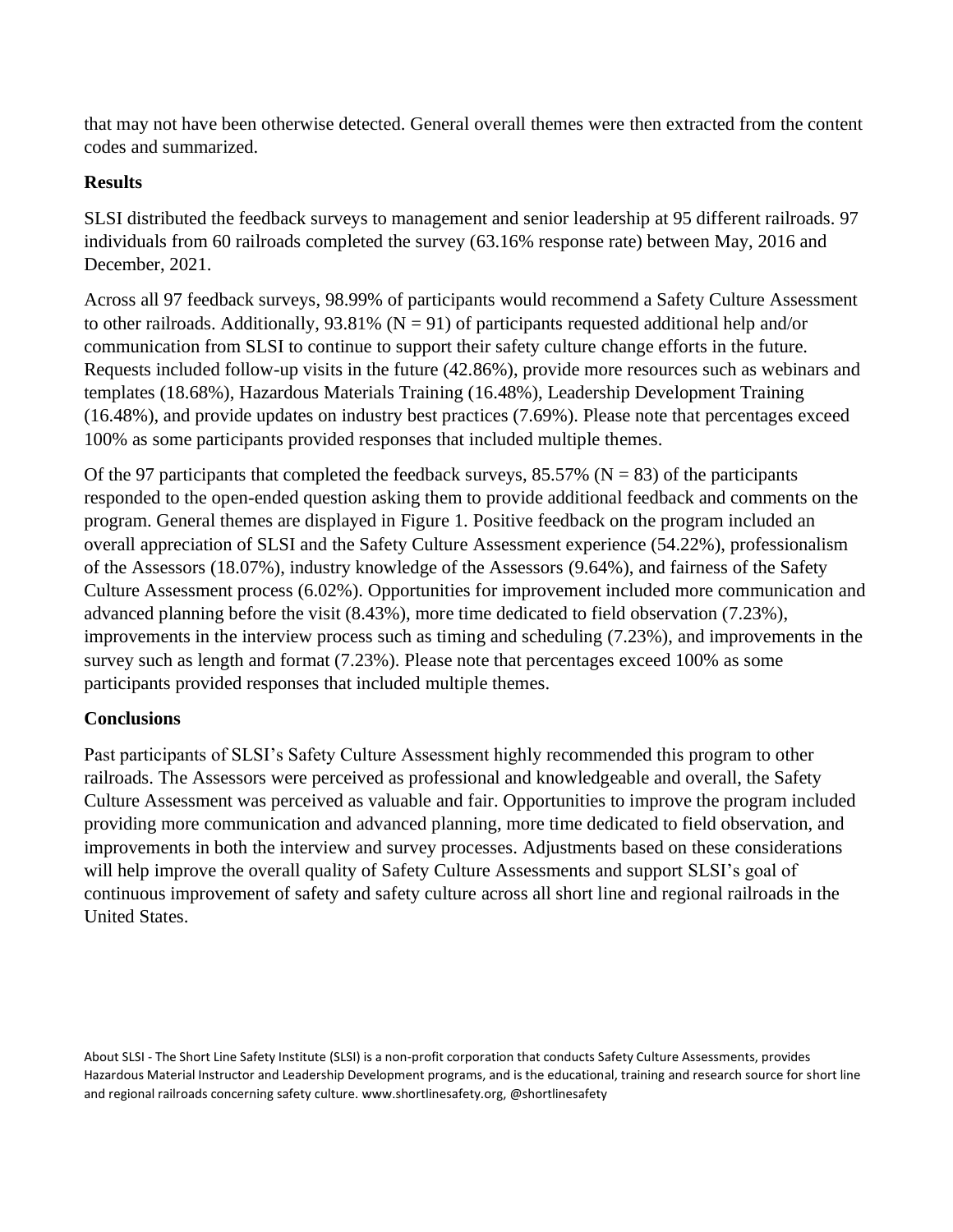that may not have been otherwise detected. General overall themes were then extracted from the content codes and summarized.

## Results

SLSI distributed the feedback surveys to management and senior leadership at 95 different railroads. 97 individuals from 60 railroads completed the survey (63.16% response rate) between May, 2016 and December, 2021.

Across all 97 feedback surveys, 98.99% of participants would recommend a Safety Culture Assessment to other railroads. Additionally, 93.81% ($N = 91$) of participants requested additional help and/or communication from SLSI to continue to support their safety culture change efforts in the future. Requests included follow-up visits in the future (42.86%), provide more resources such as webinars and templates (18.68%), Hazardous Materials Training (16.48%), Leadership Development Training (16.48%), and provide updates on industry best practices (7.69%). Please note that percentages exceed 100% as some participants provided responses that included multiple themes.

Of the 97 participants that completed the feedback surveys, 85.57% ($N = 83$) of the participants responded to the open-ended question asking them to provide additional feedback and comments on the program. General themes are displayed in Figure 1. Positive feedback on the program included an overall appreciation of SLSI and the Safety Culture Assessment experience (54.22%), professionalism of the Assessors (18.07%), industry knowledge of the Assessors (9.64%), and fairness of the Safety Culture Assessment process (6.02%). Opportunities for improvement included more communication and advanced planning before the visit (8.43%), more time dedicated to field observation (7.23%), improvements in the interview process such as timing and scheduling (7.23%), and improvements in the survey such as length and format (7.23%). Please note that percentages exceed 100% as some participants provided responses that included multiple themes.

## Conclusions

Past participants of SLSI's Safety Culture Assessment highly recommended this program to other railroads. The Assessors were perceived as professional and knowledgeable and overall, the Safety Culture Assessment was perceived as valuable and fair. Opportunities to improve the program included providing more communication and advanced planning, more time dedicated to field observation, and improvements in both the interview and survey processes. Adjustments based on these considerations will help improve the overall quality of Safety Culture Assessments and support SLSI's goal of continuous improvement of safety and safety culture across all short line and regional railroads in the United States.

About SLSI - The Short Line Safety Institute (SLSI) is a non-profit corporation that conducts Safety Culture Assessments, provides Hazardous Material Instructor and Leadership Development programs, and is the educational, training and research source for short line and regional railroads concerning safety culture. www.shortlinesafety.org, @shortlinesafety